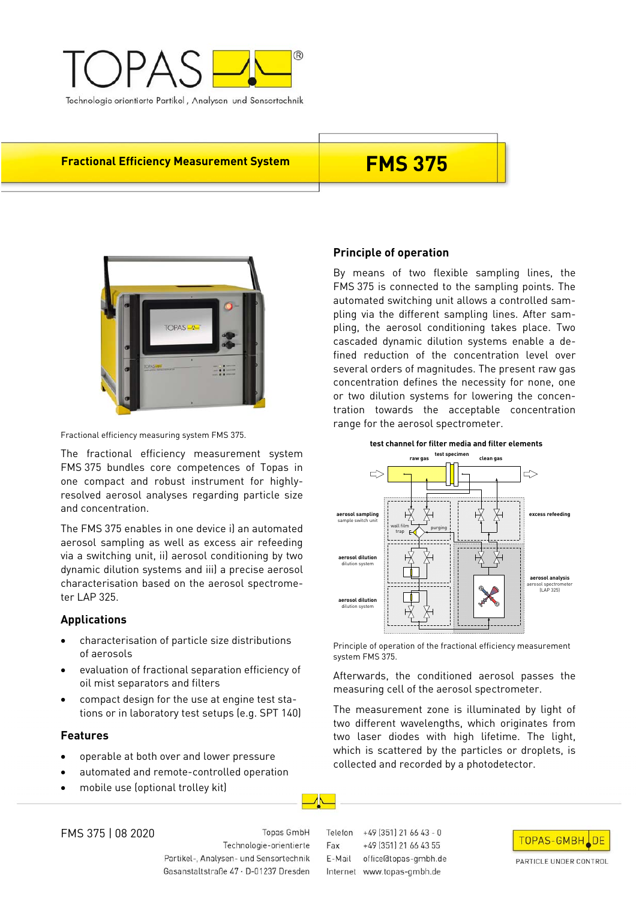# TOPAS

Technologie-orientierte Partikel-, Analysen- und Sensortechnik

## Fractional Efficiency Measurement System — FMS 375

Fractional efficiency measuring system FMS 375.

The fractional efficiency measurement system FMS 375 bundles core competences of Topas in one compact and robust instrument for highly-resolved aerosol analyses regarding particle size and concentration.

The FMS 375 enables in one device i) an automated aerosol sampling as well as excess air refeeding via a switching unit, ii) aerosol conditioning by two dynamic dilution systems and iii) a precise aerosol characterisation based on the aerosol spectrometer LAP 325.

### Applications

- characterisation of particle size distributions of aerosols
- evaluation of fractional separation efficiency of oil mist separators and filters
- compact design for the use at engine test stations or in laboratory test setups (e.g. SPT 140)

### Features

- operable at both over and lower pressure
- automated and remote-controlled operation
- mobile use (optional trolley kit)

### Principle of operation

By means of two flexible sampling lines, the FMS 375 is connected to the sampling points. The automated switching unit allows a controlled sampling via the different sampling lines. After sampling, the aerosol conditioning takes place. Two cascaded dynamic dilution systems enable a defined reduction of the concentration level over several orders of magnitudes. The present raw gas concentration defines the necessity for none, one or two dilution systems for lowering the concentration towards the acceptable concentration range for the aerosol spectrometer.

test channel for filter media and filter elements

raw gas | test specimen | clean gas

aerosol sampling (sample switch unit) | wall film trap | purging | excess refeeding

aerosol dilution (dilution system) | aerosol analysis (aerosol spectrometer (LAP 325))

aerosol dilution (dilution system)

Principle of operation of the fractional efficiency measurement system FMS 375.

Afterwards, the conditioned aerosol passes the measuring cell of the aerosol spectrometer.

The measurement zone is illuminated by light of two different wavelengths, which originates from two laser diodes with high lifetime. The light, which is scattered by the particles or droplets, is collected and recorded by a photodetector.

FMS 375 | 08 2020

Topas GmbH
Technologie-orientierte
Partikel-, Analysen- und Sensortechnik
Gasanstaltstraße 47 · D-01237 Dresden

Telefon +49 (351) 21 66 43 - 0
Fax +49 (351) 21 66 43 55
E-Mail office@topas-gmbh.de
Internet www.topas-gmbh.de

TOPAS-GMBH.DE — PARTICLE UNDER CONTROL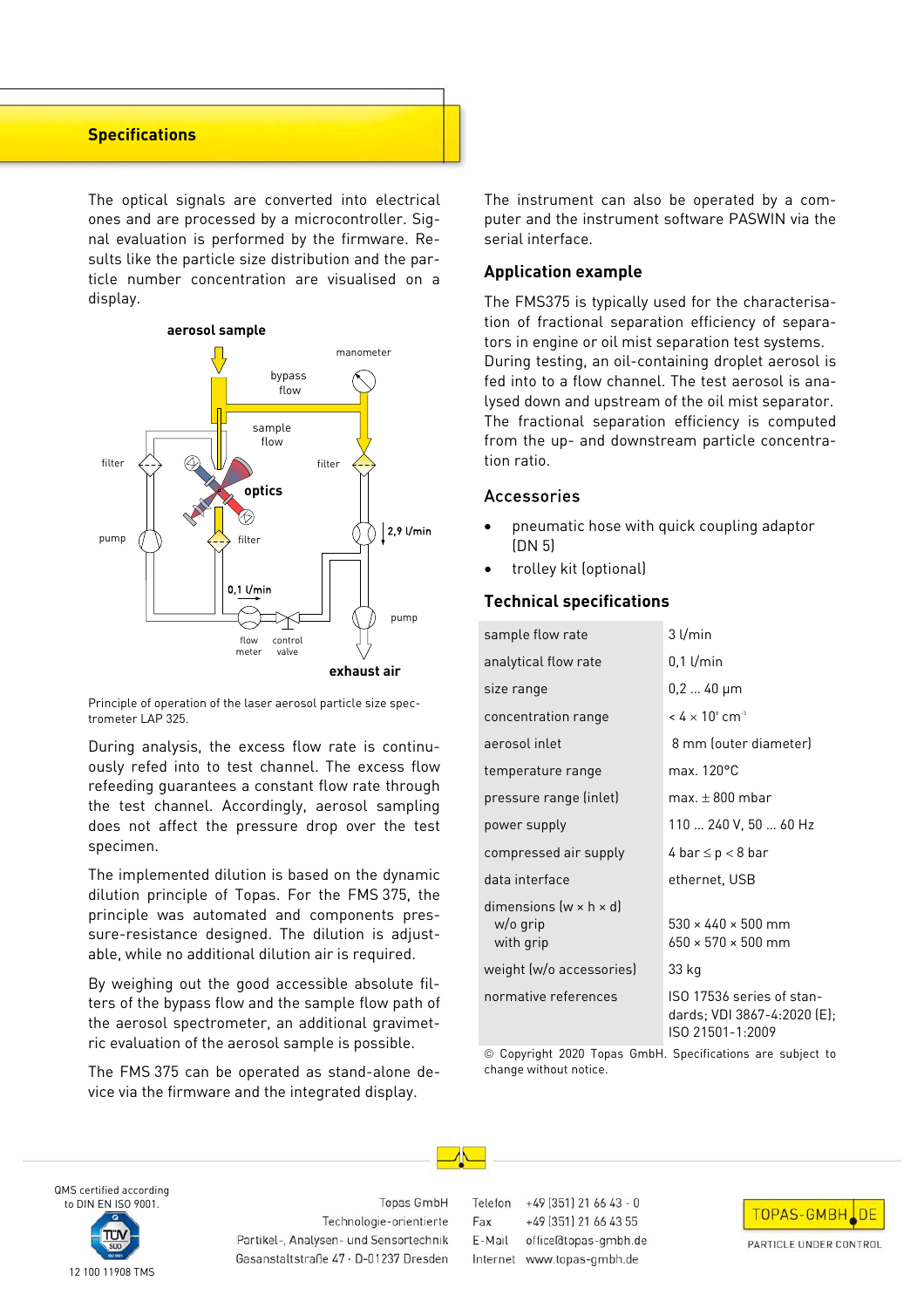## Specifications

The optical signals are converted into electrical ones and are processed by a microcontroller. Signal evaluation is performed by the firmware. Results like the particle size distribution and the particle number concentration are visualised on a display.

aerosol sample
manometer
bypass flow
sample flow
filter
filter
optics
pump
filter
2,9 l/min
0,1 l/min
pump
flow meter
control valve
exhaust air

Principle of operation of the laser aerosol particle size spectrometer LAP 325.

During analysis, the excess flow rate is continuously refed into to test channel. The excess flow refeeding guarantees a constant flow rate through the test channel. Accordingly, aerosol sampling does not affect the pressure drop over the test specimen.

The implemented dilution is based on the dynamic dilution principle of Topas. For the FMS 375, the principle was automated and components pressure-resistance designed. The dilution is adjustable, while no additional dilution air is required.

By weighing out the good accessible absolute filters of the bypass flow and the sample flow path of the aerosol spectrometer, an additional gravimetric evaluation of the aerosol sample is possible.

The FMS 375 can be operated as stand-alone device via the firmware and the integrated display.

The instrument can also be operated by a computer and the instrument software PASWIN via the serial interface.

### Application example

The FMS375 is typically used for the characterisation of fractional separation efficiency of separators in engine or oil mist separation test systems. During testing, an oil-containing droplet aerosol is fed into to a flow channel. The test aerosol is analysed down and upstream of the oil mist separator. The fractional separation efficiency is computed from the up- and downstream particle concentration ratio.

### Accessories

- pneumatic hose with quick coupling adaptor (DN 5)
- trolley kit (optional)

### Technical specifications

| | |
|---|---|
| sample flow rate | 3 l/min |
| analytical flow rate | 0,1 l/min |
| size range | 0,2 ... 40 µm |
| concentration range | < 4 × $10^6$ $cm^{-3}$ |
| aerosol inlet | 8 mm (outer diameter) |
| temperature range | max. 120°C |
| pressure range (inlet) | max. ± 800 mbar |
| power supply | 110 ... 240 V, 50 ... 60 Hz |
| compressed air supply | 4 bar ≤ p < 8 bar |
| data interface | ethernet, USB |
| dimensions (w × h × d)<br>w/o grip<br>with grip | <br>530 × 440 × 500 mm<br>650 × 570 × 500 mm |
| weight (w/o accessories) | 33 kg |
| normative references | ISO 17536 series of standards; VDI 3867-4:2020 (E); ISO 21501-1:2009 |

© Copyright 2020 Topas GmbH. Specifications are subject to change without notice.

QMS certified according to DIN EN ISO 9001.
12 100 11908 TMS

Topas GmbH
Technologie-orientierte
Partikel-, Analysen- und Sensortechnik
Gasanstaltstraße 47 · D-01237 Dresden

Telefon +49 (351) 21 66 43 - 0
Fax +49 (351) 21 66 43 55
E-Mail office@topas-gmbh.de
Internet www.topas-gmbh.de

TOPAS-GMBH.DE
PARTICLE UNDER CONTROL